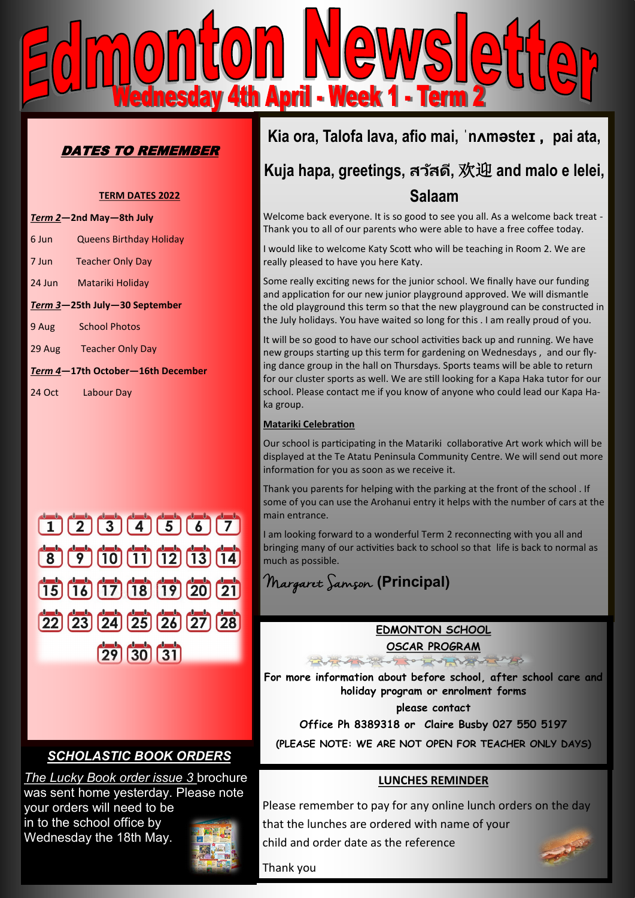# Edmonton Newsletter

## Wednesday 4th April - Week 1 - Term 2

### *DATES TO REMEMBER*

**TERM DATES 2022**

***Term 2*—2nd May—8th July**

6 Jun Queens Birthday Holiday

7 Jun Teacher Only Day

24 Jun Matariki Holiday

***Term 3*—25th July—30 September**

9 Aug School Photos

29 Aug Teacher Only Day

***Term 4*—17th October—16th December**

24 Oct Labour Day

### *SCHOLASTIC BOOK ORDERS*

*The Lucky Book order issue 3* brochure was sent home yesterday. Please note your orders will need to be in to the school office by Wednesday the 18th May.

## Kia ora, Talofa lava, afio mai, ˈnʌməsteɪ , pai ata, Kuja hapa, greetings, สวัสดี, 欢迎 and malo e lelei, Salaam

Welcome back everyone. It is so good to see you all. As a welcome back treat - Thank you to all of our parents who were able to have a free coffee today.

I would like to welcome Katy Scott who will be teaching in Room 2. We are really pleased to have you here Katy.

Some really exciting news for the junior school. We finally have our funding and application for our new junior playground approved. We will dismantle the old playground this term so that the new playground can be constructed in the July holidays. You have waited so long for this . I am really proud of you.

It will be so good to have our school activities back up and running. We have new groups starting up this term for gardening on Wednesdays , and our flying dance group in the hall on Thursdays. Sports teams will be able to return for our cluster sports as well. We are still looking for a Kapa Haka tutor for our school. Please contact me if you know of anyone who could lead our Kapa Haka group.

**Matariki Celebration**

Our school is participating in the Matariki collaborative Art work which will be displayed at the Te Atatu Peninsula Community Centre. We will send out more information for you as soon as we receive it.

Thank you parents for helping with the parking at the front of the school . If some of you can use the Arohanui entry it helps with the number of cars at the main entrance.

I am looking forward to a wonderful Term 2 reconnecting with you all and bringing many of our activities back to school so that life is back to normal as much as possible.

Margaret Samson **(Principal)**

**EDMONTON SCHOOL**

**OSCAR PROGRAM**

**For more information about before school, after school care and holiday program or enrolment forms**

**please contact**

**Office Ph 8389318 or Claire Busby 027 550 5197**

**(PLEASE NOTE: WE ARE NOT OPEN FOR TEACHER ONLY DAYS)**

**LUNCHES REMINDER**

Please remember to pay for any online lunch orders on the day that the lunches are ordered with name of your child and order date as the reference

Thank you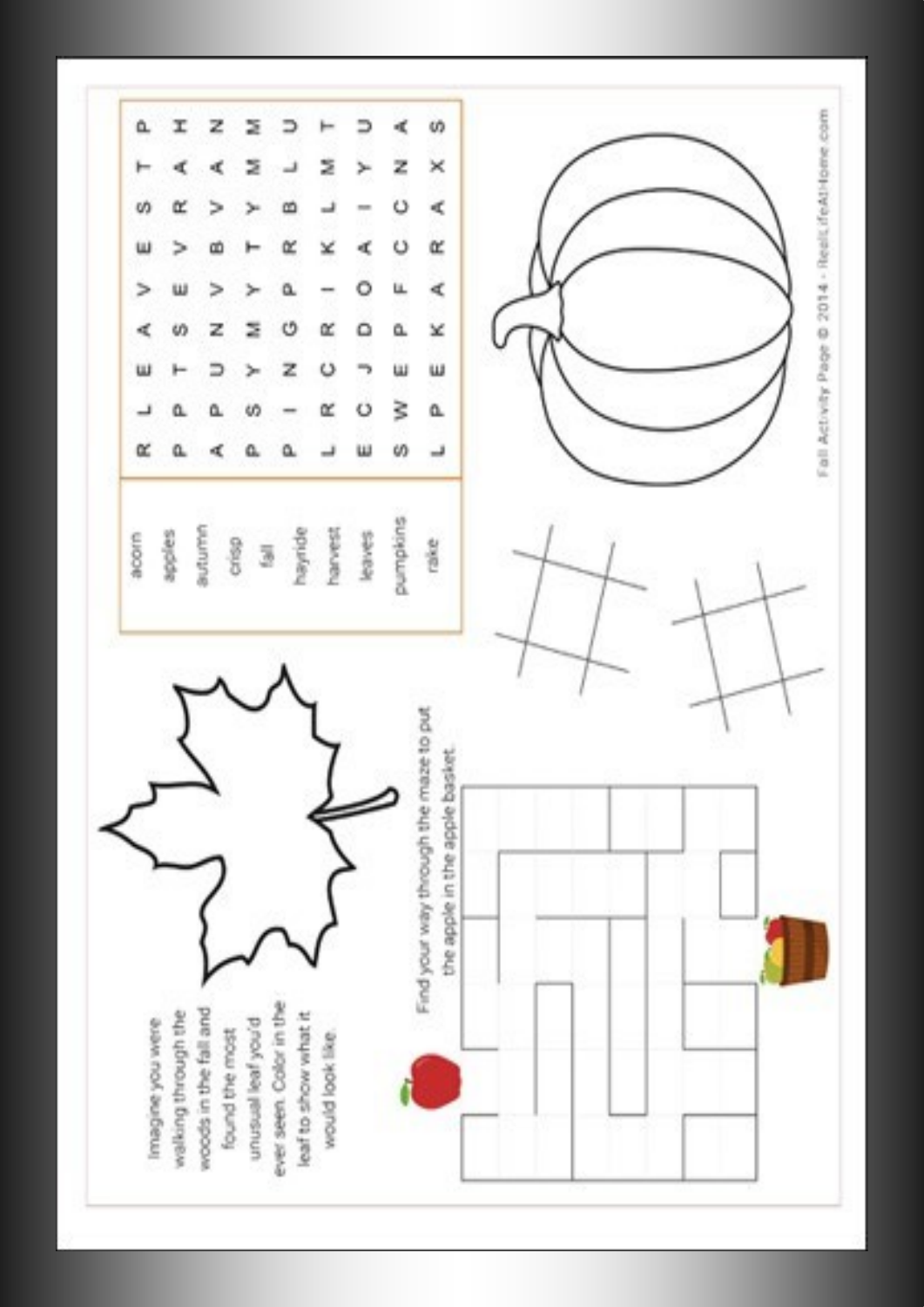| | | | | | | | | |
|---|---|---|---|---|---|---|---|---|
| L | S | E | L | P | P | A | P | R |
| P | W | C | R | I | S | P | P | L |
| E | E | J | C | N | Y | U | T | E |
| K | P | D | R | G | M | N | S | A |
| A | F | O | I | P | Y | V | E | V |
| R | C | A | K | R | T | B | V | E |
| A | C | I | L | B | Y | V | R | S |
| X | N | Y | M | L | M | A | A | T |
| S | A | U | T | U | M | N | H | P |

acorn
apples
autumn
crisp
fall
hayride
harvest
leaves
pumpkins
rake

Imagine you were walking through the woods in the fall and found the most unusual leaf you'd ever seen. Color in the leaf to show what it would look like.

Find your way through the maze to put the apple in the apple basket.

Fall Activity Page © 2014 - RealLifeAtHome.com